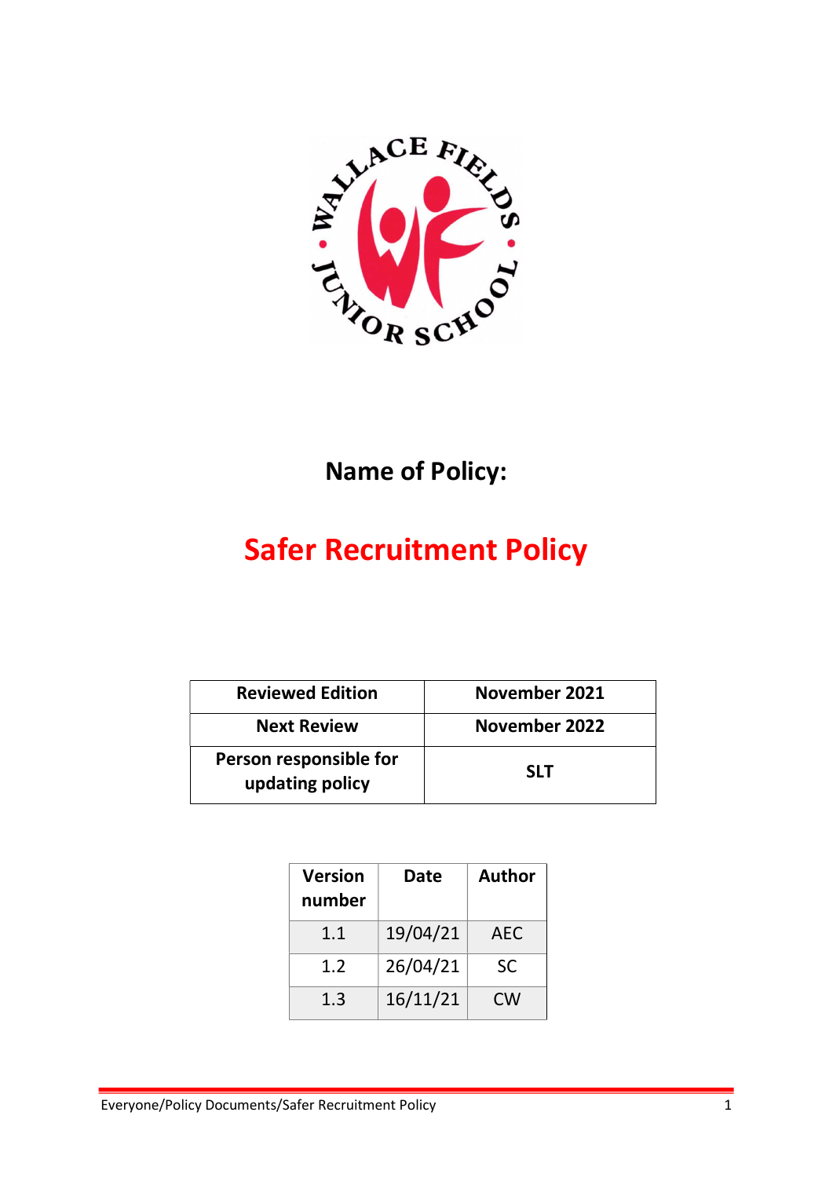# Name of Policy:

# Safer Recruitment Policy

| Reviewed Edition | November 2021 |
|---|---|
| Next Review | November 2022 |
| Person responsible for updating policy | SLT |

| Version number | Date | Author |
|---|---|---|
| 1.1 | 19/04/21 | AEC |
| 1.2 | 26/04/21 | SC |
| 1.3 | 16/11/21 | CW |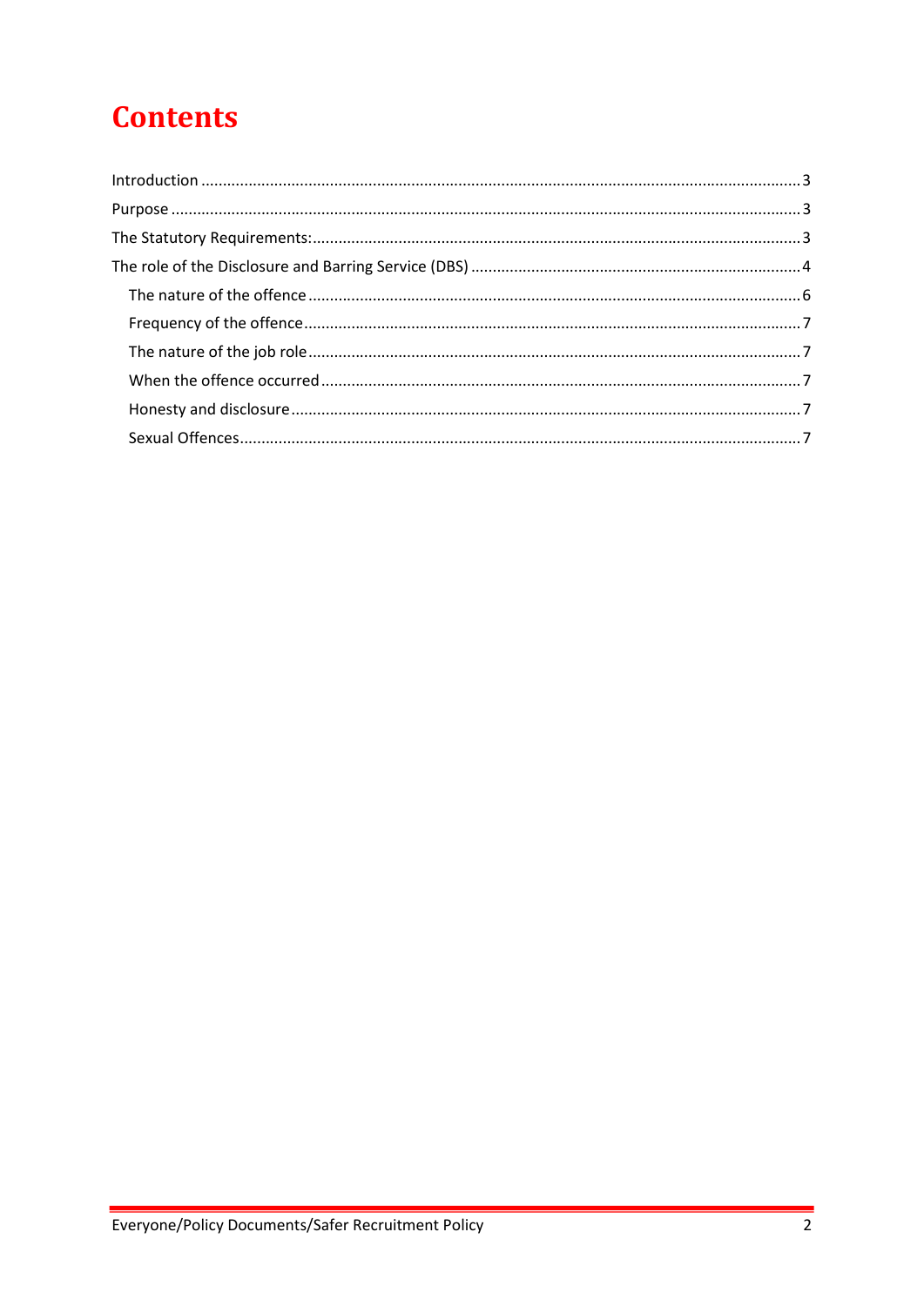# Contents

Introduction ........................................................................................................................................ 3
Purpose ............................................................................................................................................... 3
The Statutory Requirements: ............................................................................................................... 3
The role of the Disclosure and Barring Service (DBS) ........................................................................... 4
  The nature of the offence ................................................................................................................ 6
  Frequency of the offence ................................................................................................................. 7
  The nature of the job role ................................................................................................................ 7
  When the offence occurred ............................................................................................................. 7
  Honesty and disclosure .................................................................................................................... 7
  Sexual Offences ................................................................................................................................ 7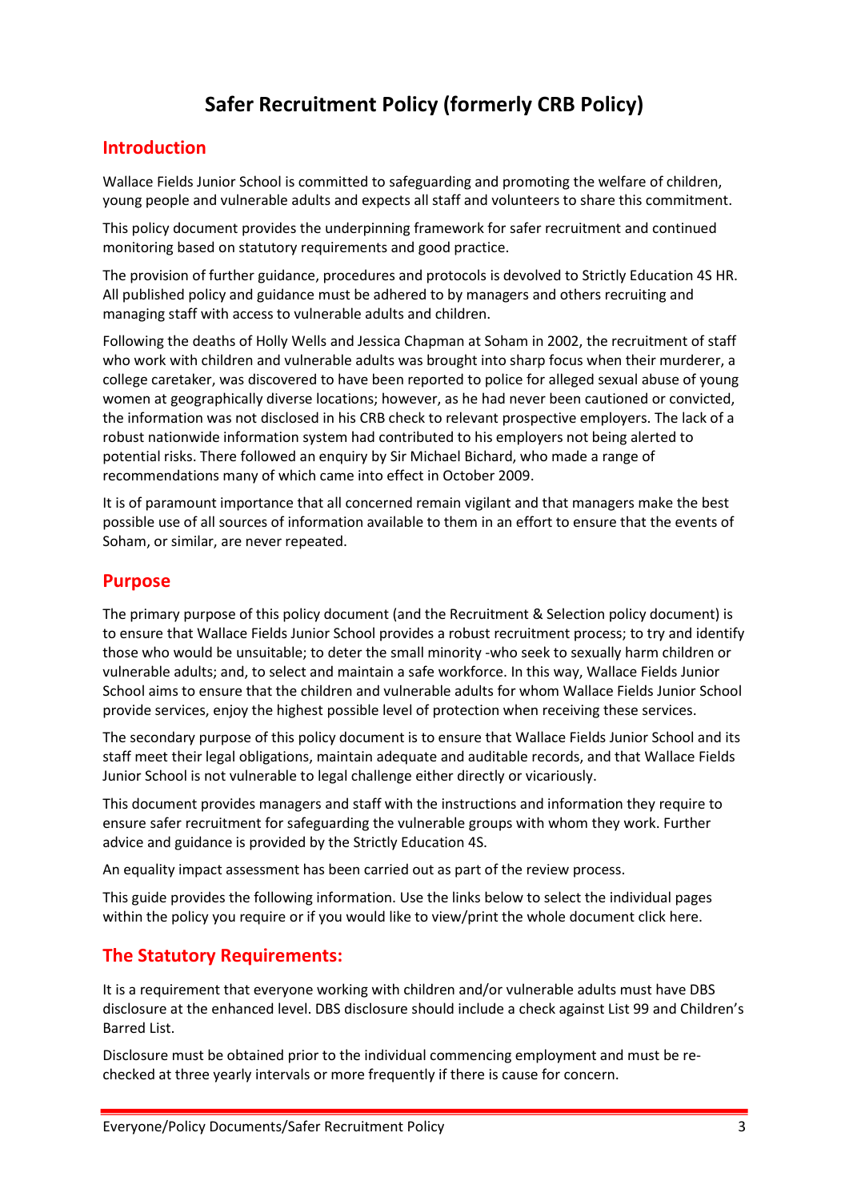# Safer Recruitment Policy (formerly CRB Policy)

## Introduction

Wallace Fields Junior School is committed to safeguarding and promoting the welfare of children, young people and vulnerable adults and expects all staff and volunteers to share this commitment.

This policy document provides the underpinning framework for safer recruitment and continued monitoring based on statutory requirements and good practice.

The provision of further guidance, procedures and protocols is devolved to Strictly Education 4S HR. All published policy and guidance must be adhered to by managers and others recruiting and managing staff with access to vulnerable adults and children.

Following the deaths of Holly Wells and Jessica Chapman at Soham in 2002, the recruitment of staff who work with children and vulnerable adults was brought into sharp focus when their murderer, a college caretaker, was discovered to have been reported to police for alleged sexual abuse of young women at geographically diverse locations; however, as he had never been cautioned or convicted, the information was not disclosed in his CRB check to relevant prospective employers. The lack of a robust nationwide information system had contributed to his employers not being alerted to potential risks. There followed an enquiry by Sir Michael Bichard, who made a range of recommendations many of which came into effect in October 2009.

It is of paramount importance that all concerned remain vigilant and that managers make the best possible use of all sources of information available to them in an effort to ensure that the events of Soham, or similar, are never repeated.

## Purpose

The primary purpose of this policy document (and the Recruitment & Selection policy document) is to ensure that Wallace Fields Junior School provides a robust recruitment process; to try and identify those who would be unsuitable; to deter the small minority -who seek to sexually harm children or vulnerable adults; and, to select and maintain a safe workforce. In this way, Wallace Fields Junior School aims to ensure that the children and vulnerable adults for whom Wallace Fields Junior School provide services, enjoy the highest possible level of protection when receiving these services.

The secondary purpose of this policy document is to ensure that Wallace Fields Junior School and its staff meet their legal obligations, maintain adequate and auditable records, and that Wallace Fields Junior School is not vulnerable to legal challenge either directly or vicariously.

This document provides managers and staff with the instructions and information they require to ensure safer recruitment for safeguarding the vulnerable groups with whom they work. Further advice and guidance is provided by the Strictly Education 4S.

An equality impact assessment has been carried out as part of the review process.

This guide provides the following information. Use the links below to select the individual pages within the policy you require or if you would like to view/print the whole document click here.

## The Statutory Requirements:

It is a requirement that everyone working with children and/or vulnerable adults must have DBS disclosure at the enhanced level. DBS disclosure should include a check against List 99 and Children's Barred List.

Disclosure must be obtained prior to the individual commencing employment and must be re-checked at three yearly intervals or more frequently if there is cause for concern.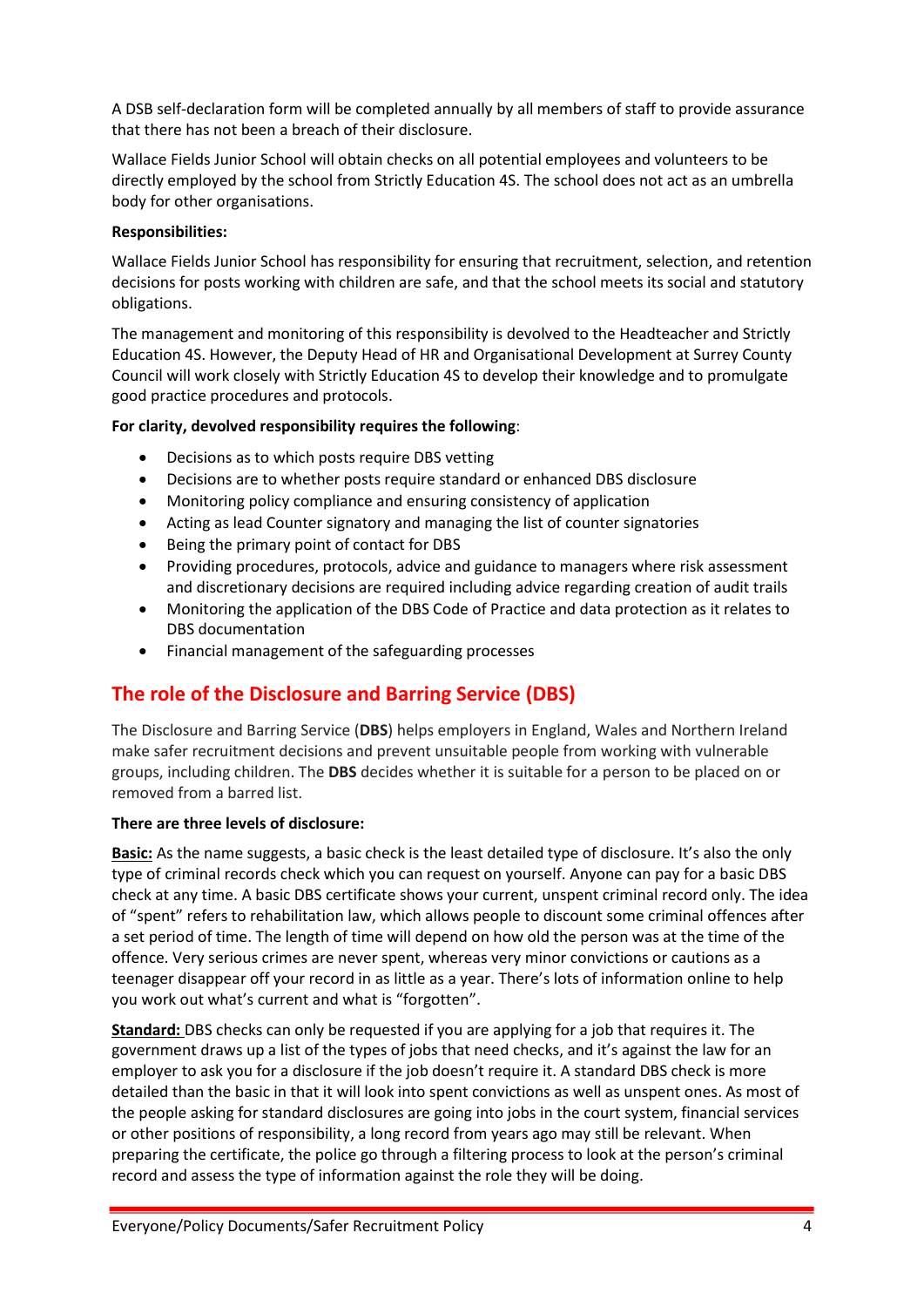A DSB self-declaration form will be completed annually by all members of staff to provide assurance that there has not been a breach of their disclosure.

Wallace Fields Junior School will obtain checks on all potential employees and volunteers to be directly employed by the school from Strictly Education 4S. The school does not act as an umbrella body for other organisations.

**Responsibilities:**

Wallace Fields Junior School has responsibility for ensuring that recruitment, selection, and retention decisions for posts working with children are safe, and that the school meets its social and statutory obligations.

The management and monitoring of this responsibility is devolved to the Headteacher and Strictly Education 4S. However, the Deputy Head of HR and Organisational Development at Surrey County Council will work closely with Strictly Education 4S to develop their knowledge and to promulgate good practice procedures and protocols.

**For clarity, devolved responsibility requires the following**:

- Decisions as to which posts require DBS vetting
- Decisions are to whether posts require standard or enhanced DBS disclosure
- Monitoring policy compliance and ensuring consistency of application
- Acting as lead Counter signatory and managing the list of counter signatories
- Being the primary point of contact for DBS
- Providing procedures, protocols, advice and guidance to managers where risk assessment and discretionary decisions are required including advice regarding creation of audit trails
- Monitoring the application of the DBS Code of Practice and data protection as it relates to DBS documentation
- Financial management of the safeguarding processes

## The role of the Disclosure and Barring Service (DBS)

The Disclosure and Barring Service (**DBS**) helps employers in England, Wales and Northern Ireland make safer recruitment decisions and prevent unsuitable people from working with vulnerable groups, including children. The **DBS** decides whether it is suitable for a person to be placed on or removed from a barred list.

**There are three levels of disclosure:**

**Basic:** As the name suggests, a basic check is the least detailed type of disclosure. It's also the only type of criminal records check which you can request on yourself. Anyone can pay for a basic DBS check at any time. A basic DBS certificate shows your current, unspent criminal record only. The idea of "spent" refers to rehabilitation law, which allows people to discount some criminal offences after a set period of time. The length of time will depend on how old the person was at the time of the offence. Very serious crimes are never spent, whereas very minor convictions or cautions as a teenager disappear off your record in as little as a year. There's lots of information online to help you work out what's current and what is "forgotten".

**Standard:** DBS checks can only be requested if you are applying for a job that requires it. The government draws up a list of the types of jobs that need checks, and it's against the law for an employer to ask you for a disclosure if the job doesn't require it. A standard DBS check is more detailed than the basic in that it will look into spent convictions as well as unspent ones. As most of the people asking for standard disclosures are going into jobs in the court system, financial services or other positions of responsibility, a long record from years ago may still be relevant. When preparing the certificate, the police go through a filtering process to look at the person's criminal record and assess the type of information against the role they will be doing.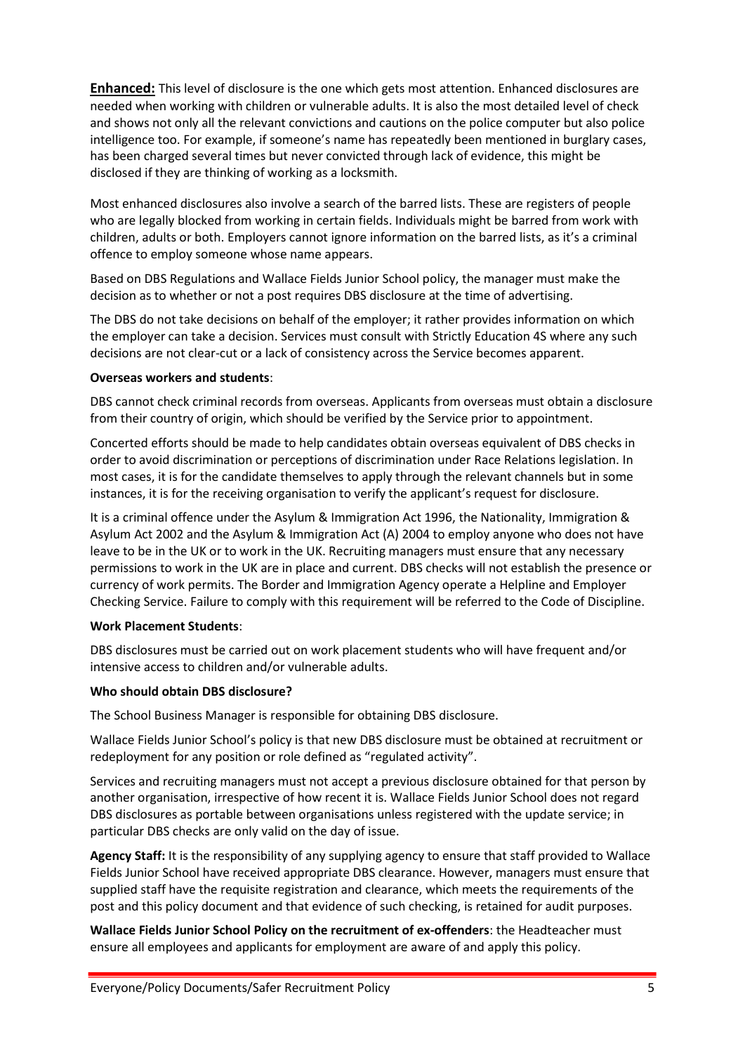**<u>Enhanced:</u>** This level of disclosure is the one which gets most attention. Enhanced disclosures are needed when working with children or vulnerable adults. It is also the most detailed level of check and shows not only all the relevant convictions and cautions on the police computer but also police intelligence too. For example, if someone's name has repeatedly been mentioned in burglary cases, has been charged several times but never convicted through lack of evidence, this might be disclosed if they are thinking of working as a locksmith.

Most enhanced disclosures also involve a search of the barred lists. These are registers of people who are legally blocked from working in certain fields. Individuals might be barred from work with children, adults or both. Employers cannot ignore information on the barred lists, as it's a criminal offence to employ someone whose name appears.

Based on DBS Regulations and Wallace Fields Junior School policy, the manager must make the decision as to whether or not a post requires DBS disclosure at the time of advertising.

The DBS do not take decisions on behalf of the employer; it rather provides information on which the employer can take a decision. Services must consult with Strictly Education 4S where any such decisions are not clear-cut or a lack of consistency across the Service becomes apparent.

**Overseas workers and students**:

DBS cannot check criminal records from overseas. Applicants from overseas must obtain a disclosure from their country of origin, which should be verified by the Service prior to appointment.

Concerted efforts should be made to help candidates obtain overseas equivalent of DBS checks in order to avoid discrimination or perceptions of discrimination under Race Relations legislation. In most cases, it is for the candidate themselves to apply through the relevant channels but in some instances, it is for the receiving organisation to verify the applicant's request for disclosure.

It is a criminal offence under the Asylum & Immigration Act 1996, the Nationality, Immigration & Asylum Act 2002 and the Asylum & Immigration Act (A) 2004 to employ anyone who does not have leave to be in the UK or to work in the UK. Recruiting managers must ensure that any necessary permissions to work in the UK are in place and current. DBS checks will not establish the presence or currency of work permits. The Border and Immigration Agency operate a Helpline and Employer Checking Service. Failure to comply with this requirement will be referred to the Code of Discipline.

**Work Placement Students**:

DBS disclosures must be carried out on work placement students who will have frequent and/or intensive access to children and/or vulnerable adults.

**Who should obtain DBS disclosure?**

The School Business Manager is responsible for obtaining DBS disclosure.

Wallace Fields Junior School's policy is that new DBS disclosure must be obtained at recruitment or redeployment for any position or role defined as "regulated activity".

Services and recruiting managers must not accept a previous disclosure obtained for that person by another organisation, irrespective of how recent it is. Wallace Fields Junior School does not regard DBS disclosures as portable between organisations unless registered with the update service; in particular DBS checks are only valid on the day of issue.

**Agency Staff:** It is the responsibility of any supplying agency to ensure that staff provided to Wallace Fields Junior School have received appropriate DBS clearance. However, managers must ensure that supplied staff have the requisite registration and clearance, which meets the requirements of the post and this policy document and that evidence of such checking, is retained for audit purposes.

**Wallace Fields Junior School Policy on the recruitment of ex-offenders**: the Headteacher must ensure all employees and applicants for employment are aware of and apply this policy.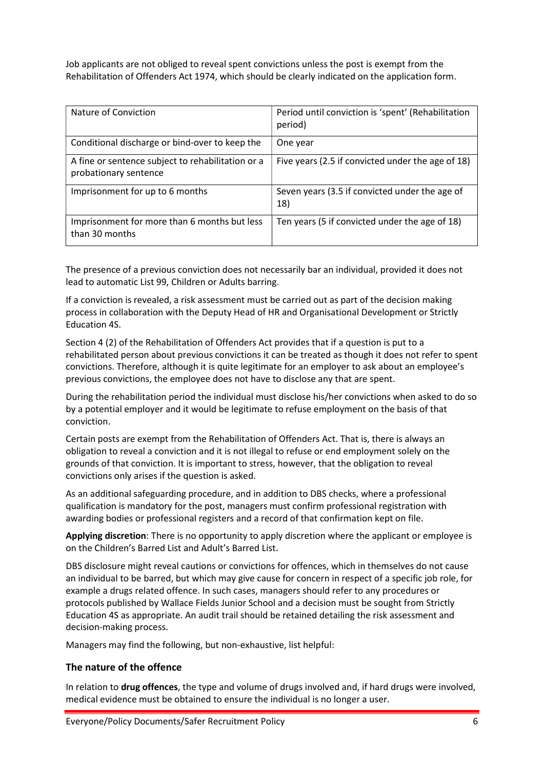Job applicants are not obliged to reveal spent convictions unless the post is exempt from the Rehabilitation of Offenders Act 1974, which should be clearly indicated on the application form.

| Nature of Conviction | Period until conviction is 'spent' (Rehabilitation period) |
| --- | --- |
| Conditional discharge or bind-over to keep the | One year |
| A fine or sentence subject to rehabilitation or a probationary sentence | Five years (2.5 if convicted under the age of 18) |
| Imprisonment for up to 6 months | Seven years (3.5 if convicted under the age of 18) |
| Imprisonment for more than 6 months but less than 30 months | Ten years (5 if convicted under the age of 18) |

The presence of a previous conviction does not necessarily bar an individual, provided it does not lead to automatic List 99, Children or Adults barring.

If a conviction is revealed, a risk assessment must be carried out as part of the decision making process in collaboration with the Deputy Head of HR and Organisational Development or Strictly Education 4S.

Section 4 (2) of the Rehabilitation of Offenders Act provides that if a question is put to a rehabilitated person about previous convictions it can be treated as though it does not refer to spent convictions. Therefore, although it is quite legitimate for an employer to ask about an employee's previous convictions, the employee does not have to disclose any that are spent.

During the rehabilitation period the individual must disclose his/her convictions when asked to do so by a potential employer and it would be legitimate to refuse employment on the basis of that conviction.

Certain posts are exempt from the Rehabilitation of Offenders Act. That is, there is always an obligation to reveal a conviction and it is not illegal to refuse or end employment solely on the grounds of that conviction. It is important to stress, however, that the obligation to reveal convictions only arises if the question is asked.

As an additional safeguarding procedure, and in addition to DBS checks, where a professional qualification is mandatory for the post, managers must confirm professional registration with awarding bodies or professional registers and a record of that confirmation kept on file.

**Applying discretion**: There is no opportunity to apply discretion where the applicant or employee is on the Children's Barred List and Adult's Barred List.

DBS disclosure might reveal cautions or convictions for offences, which in themselves do not cause an individual to be barred, but which may give cause for concern in respect of a specific job role, for example a drugs related offence. In such cases, managers should refer to any procedures or protocols published by Wallace Fields Junior School and a decision must be sought from Strictly Education 4S as appropriate. An audit trail should be retained detailing the risk assessment and decision-making process.

Managers may find the following, but non-exhaustive, list helpful:

### The nature of the offence

In relation to **drug offences**, the type and volume of drugs involved and, if hard drugs were involved, medical evidence must be obtained to ensure the individual is no longer a user.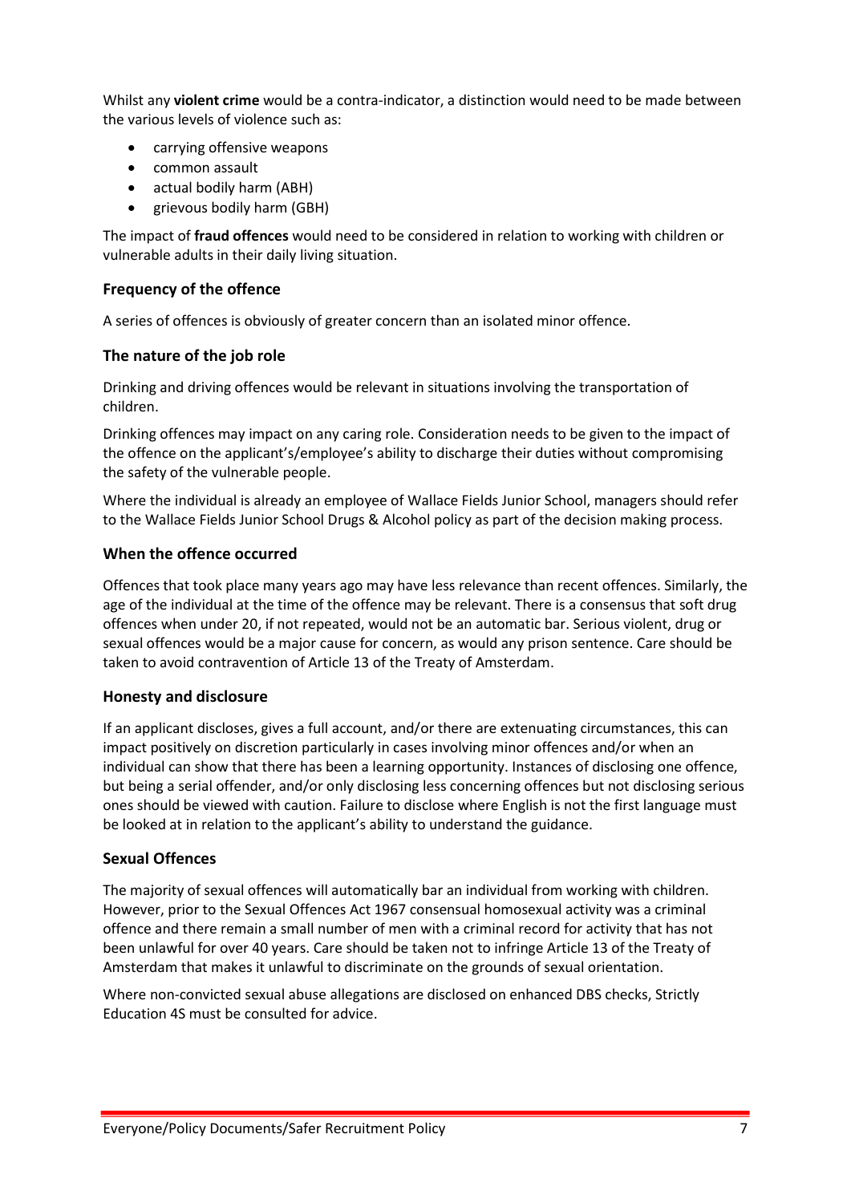Whilst any **violent crime** would be a contra-indicator, a distinction would need to be made between the various levels of violence such as:

- carrying offensive weapons
- common assault
- actual bodily harm (ABH)
- grievous bodily harm (GBH)

The impact of **fraud offences** would need to be considered in relation to working with children or vulnerable adults in their daily living situation.

### Frequency of the offence

A series of offences is obviously of greater concern than an isolated minor offence.

### The nature of the job role

Drinking and driving offences would be relevant in situations involving the transportation of children.

Drinking offences may impact on any caring role. Consideration needs to be given to the impact of the offence on the applicant's/employee's ability to discharge their duties without compromising the safety of the vulnerable people.

Where the individual is already an employee of Wallace Fields Junior School, managers should refer to the Wallace Fields Junior School Drugs & Alcohol policy as part of the decision making process.

### When the offence occurred

Offences that took place many years ago may have less relevance than recent offences. Similarly, the age of the individual at the time of the offence may be relevant. There is a consensus that soft drug offences when under 20, if not repeated, would not be an automatic bar. Serious violent, drug or sexual offences would be a major cause for concern, as would any prison sentence. Care should be taken to avoid contravention of Article 13 of the Treaty of Amsterdam.

### Honesty and disclosure

If an applicant discloses, gives a full account, and/or there are extenuating circumstances, this can impact positively on discretion particularly in cases involving minor offences and/or when an individual can show that there has been a learning opportunity. Instances of disclosing one offence, but being a serial offender, and/or only disclosing less concerning offences but not disclosing serious ones should be viewed with caution. Failure to disclose where English is not the first language must be looked at in relation to the applicant's ability to understand the guidance.

### Sexual Offences

The majority of sexual offences will automatically bar an individual from working with children. However, prior to the Sexual Offences Act 1967 consensual homosexual activity was a criminal offence and there remain a small number of men with a criminal record for activity that has not been unlawful for over 40 years. Care should be taken not to infringe Article 13 of the Treaty of Amsterdam that makes it unlawful to discriminate on the grounds of sexual orientation.

Where non-convicted sexual abuse allegations are disclosed on enhanced DBS checks, Strictly Education 4S must be consulted for advice.